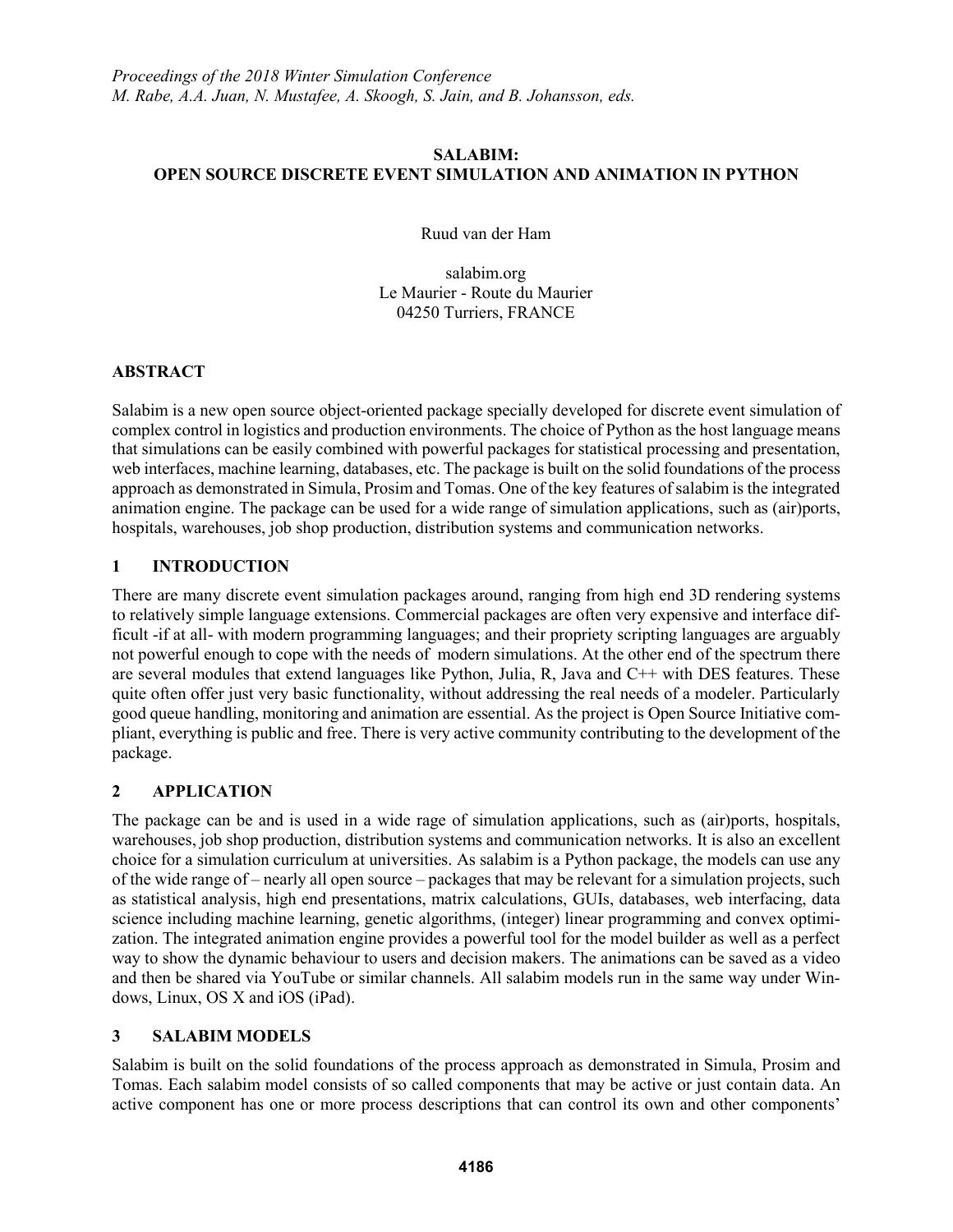*Proceedings of the 2018 Winter Simulation Conference*
*M. Rabe, A.A. Juan, N. Mustafee, A. Skoogh, S. Jain, and B. Johansson, eds.*

# SALABIM: OPEN SOURCE DISCRETE EVENT SIMULATION AND ANIMATION IN PYTHON

Ruud van der Ham

salabim.org
Le Maurier - Route du Maurier
04250 Turriers, FRANCE

## ABSTRACT

Salabim is a new open source object-oriented package specially developed for discrete event simulation of complex control in logistics and production environments. The choice of Python as the host language means that simulations can be easily combined with powerful packages for statistical processing and presentation, web interfaces, machine learning, databases, etc. The package is built on the solid foundations of the process approach as demonstrated in Simula, Prosim and Tomas. One of the key features of salabim is the integrated animation engine. The package can be used for a wide range of simulation applications, such as (air)ports, hospitals, warehouses, job shop production, distribution systems and communication networks.

## 1 INTRODUCTION

There are many discrete event simulation packages around, ranging from high end 3D rendering systems to relatively simple language extensions. Commercial packages are often very expensive and interface difficult -if at all- with modern programming languages; and their propriety scripting languages are arguably not powerful enough to cope with the needs of modern simulations. At the other end of the spectrum there are several modules that extend languages like Python, Julia, R, Java and C++ with DES features. These quite often offer just very basic functionality, without addressing the real needs of a modeler. Particularly good queue handling, monitoring and animation are essential. As the project is Open Source Initiative compliant, everything is public and free. There is very active community contributing to the development of the package.

## 2 APPLICATION

The package can be and is used in a wide rage of simulation applications, such as (air)ports, hospitals, warehouses, job shop production, distribution systems and communication networks. It is also an excellent choice for a simulation curriculum at universities. As salabim is a Python package, the models can use any of the wide range of – nearly all open source – packages that may be relevant for a simulation projects, such as statistical analysis, high end presentations, matrix calculations, GUIs, databases, web interfacing, data science including machine learning, genetic algorithms, (integer) linear programming and convex optimization. The integrated animation engine provides a powerful tool for the model builder as well as a perfect way to show the dynamic behaviour to users and decision makers. The animations can be saved as a video and then be shared via YouTube or similar channels. All salabim models run in the same way under Windows, Linux, OS X and iOS (iPad).

## 3 SALABIM MODELS

Salabim is built on the solid foundations of the process approach as demonstrated in Simula, Prosim and Tomas. Each salabim model consists of so called components that may be active or just contain data. An active component has one or more process descriptions that can control its own and other components'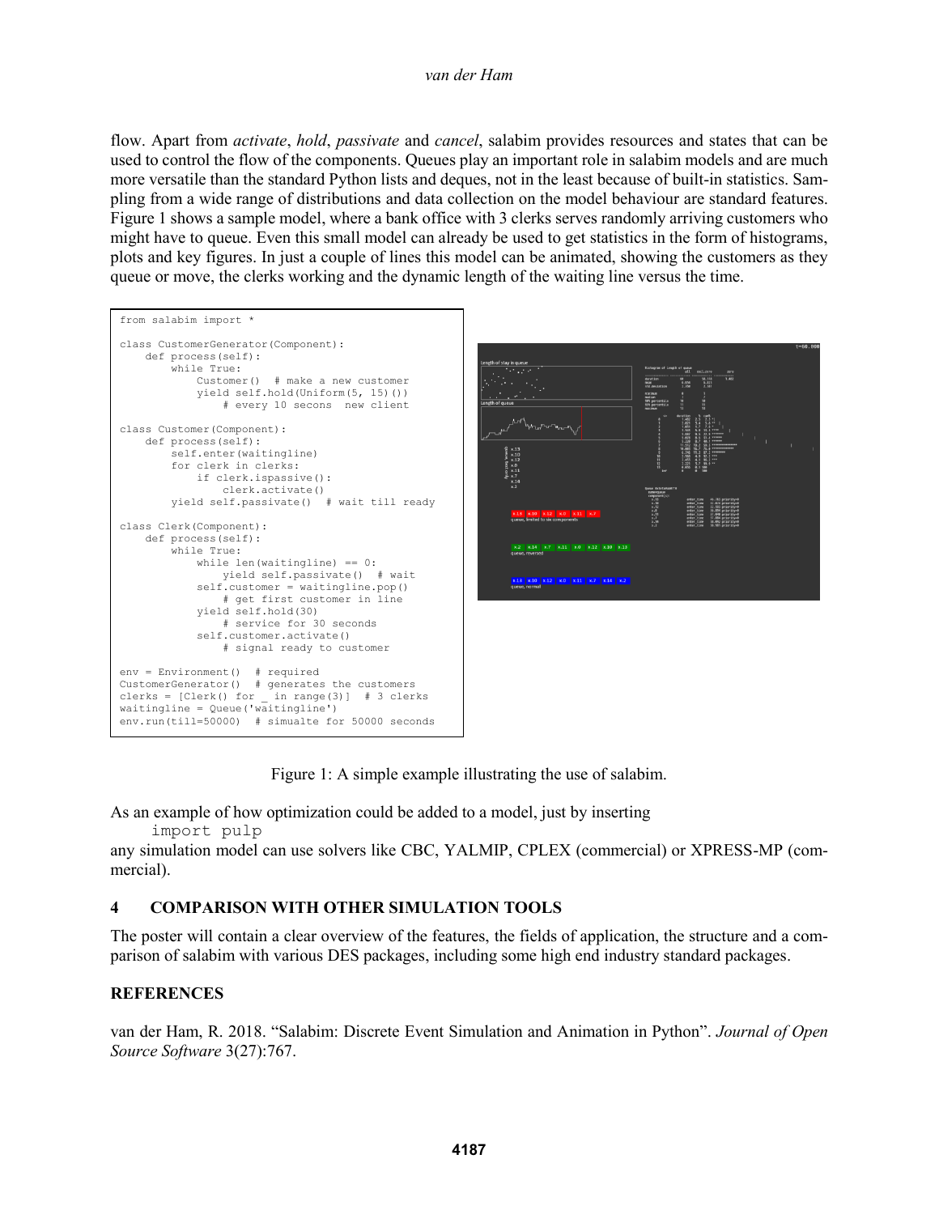flow. Apart from *activate*, *hold*, *passivate* and *cancel*, salabim provides resources and states that can be used to control the flow of the components. Queues play an important role in salabim models and are much more versatile than the standard Python lists and deques, not in the least because of built-in statistics. Sampling from a wide range of distributions and data collection on the model behaviour are standard features. Figure 1 shows a sample model, where a bank office with 3 clerks serves randomly arriving customers who might have to queue. Even this small model can already be used to get statistics in the form of histograms, plots and key figures. In just a couple of lines this model can be animated, showing the customers as they queue or move, the clerks working and the dynamic length of the waiting line versus the time.

```
from salabim import *

class CustomerGenerator(Component):
    def process(self):
        while True:
            Customer()  # make a new customer
            yield self.hold(Uniform(5, 15)())
                # every 10 secons  new client

class Customer(Component):
    def process(self):
        self.enter(waitingline)
        for clerk in clerks:
            if clerk.ispassive():
                clerk.activate()
        yield self.passivate()  # wait till ready

class Clerk(Component):
    def process(self):
        while True:
            while len(waitingline) == 0:
                yield self.passivate()  # wait
            self.customer = waitingline.pop()
                # get first customer in line
            yield self.hold(30)
                # service for 30 seconds
            self.customer.activate()
                # signal ready to customer

env = Environment()  # required
CustomerGenerator()  # generates the customers
clerks = [Clerk() for _ in range(3)]  # 3 clerks
waitingline = Queue('waitingline')
env.run(till=50000)  # simualte for 50000 seconds
```

Figure 1: A simple example illustrating the use of salabim.

As an example of how optimization could be added to a model, just by inserting

```
import pulp
```

any simulation model can use solvers like CBC, YALMIP, CPLEX (commercial) or XPRESS-MP (commercial).

## 4 COMPARISON WITH OTHER SIMULATION TOOLS

The poster will contain a clear overview of the features, the fields of application, the structure and a comparison of salabim with various DES packages, including some high end industry standard packages.

## REFERENCES

van der Ham, R. 2018. "Salabim: Discrete Event Simulation and Animation in Python". *Journal of Open Source Software* 3(27):767.